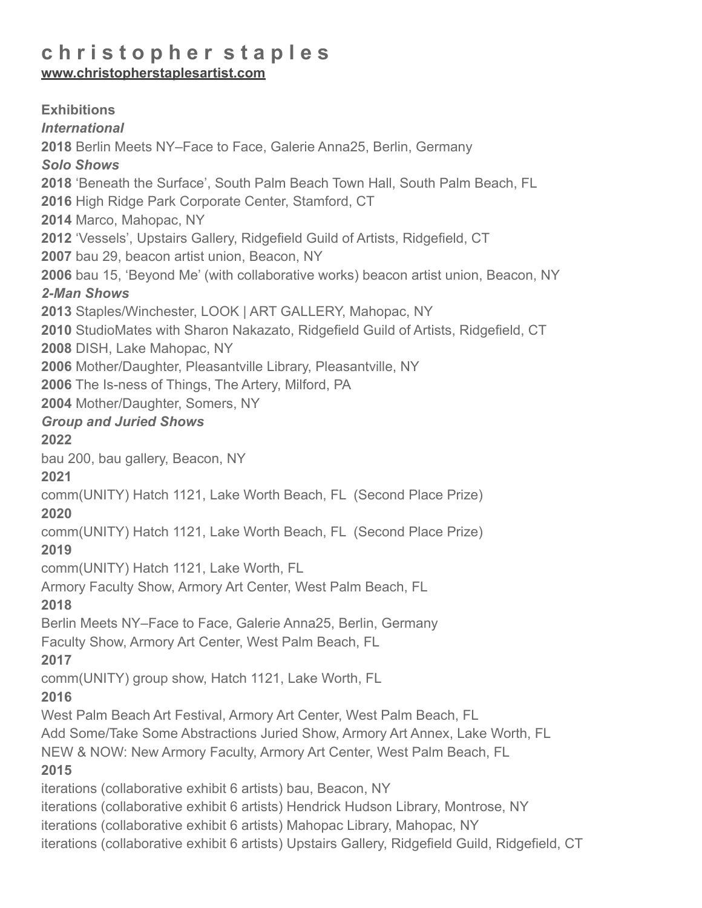# c h r i s t o p h e r s t a p l e s

**[www.christopherstaplesartist.com](http://www.christopherstaplesartist.com)**

**Exhibitions**

***International***

**2018** Berlin Meets NY–Face to Face, Galerie Anna25, Berlin, Germany

***Solo Shows***

**2018** 'Beneath the Surface', South Palm Beach Town Hall, South Palm Beach, FL
**2016** High Ridge Park Corporate Center, Stamford, CT
**2014** Marco, Mahopac, NY
**2012** 'Vessels', Upstairs Gallery, Ridgefield Guild of Artists, Ridgefield, CT
**2007** bau 29, beacon artist union, Beacon, NY
**2006** bau 15, 'Beyond Me' (with collaborative works) beacon artist union, Beacon, NY

***2-Man Shows***

**2013** Staples/Winchester, LOOK | ART GALLERY, Mahopac, NY
**2010** StudioMates with Sharon Nakazato, Ridgefield Guild of Artists, Ridgefield, CT
**2008** DISH, Lake Mahopac, NY
**2006** Mother/Daughter, Pleasantville Library, Pleasantville, NY
**2006** The Is-ness of Things, The Artery, Milford, PA
**2004** Mother/Daughter, Somers, NY

***Group and Juried Shows***

**2022**
bau 200, bau gallery, Beacon, NY

**2021**
comm(UNITY) Hatch 1121, Lake Worth Beach, FL (Second Place Prize)

**2020**
comm(UNITY) Hatch 1121, Lake Worth Beach, FL (Second Place Prize)

**2019**
comm(UNITY) Hatch 1121, Lake Worth, FL
Armory Faculty Show, Armory Art Center, West Palm Beach, FL

**2018**
Berlin Meets NY–Face to Face, Galerie Anna25, Berlin, Germany
Faculty Show, Armory Art Center, West Palm Beach, FL

**2017**
comm(UNITY) group show, Hatch 1121, Lake Worth, FL

**2016**
West Palm Beach Art Festival, Armory Art Center, West Palm Beach, FL
Add Some/Take Some Abstractions Juried Show, Armory Art Annex, Lake Worth, FL
NEW & NOW: New Armory Faculty, Armory Art Center, West Palm Beach, FL

**2015**
iterations (collaborative exhibit 6 artists) bau, Beacon, NY
iterations (collaborative exhibit 6 artists) Hendrick Hudson Library, Montrose, NY
iterations (collaborative exhibit 6 artists) Mahopac Library, Mahopac, NY
iterations (collaborative exhibit 6 artists) Upstairs Gallery, Ridgefield Guild, Ridgefield, CT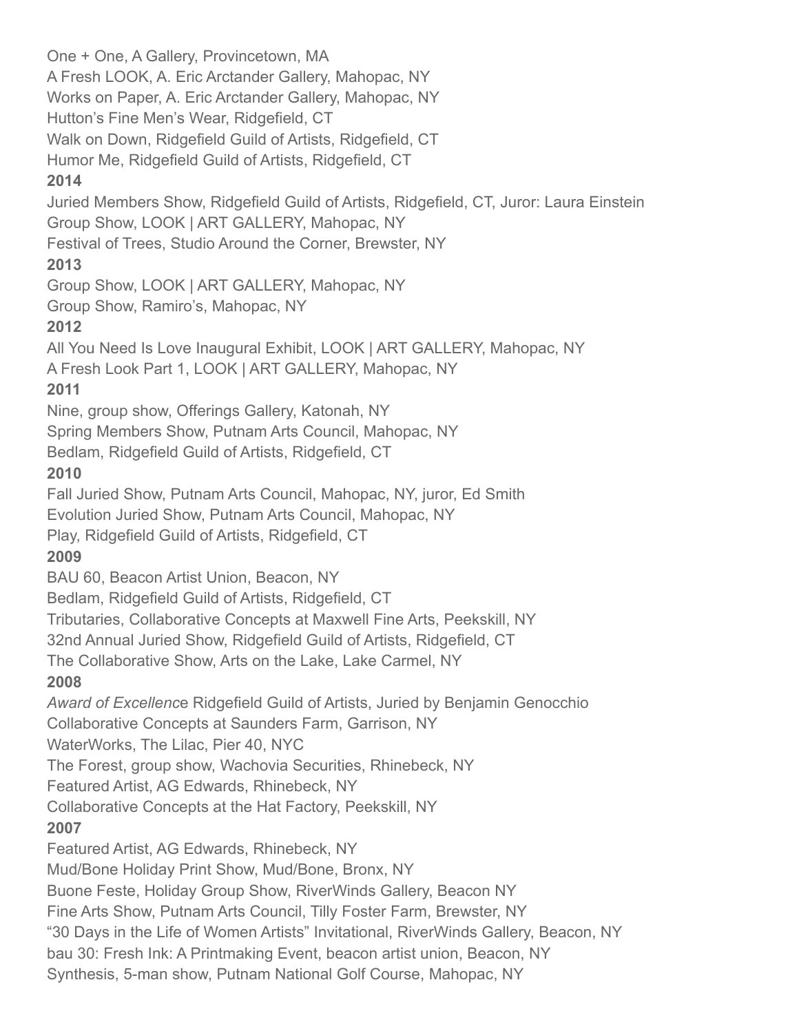One + One, A Gallery, Provincetown, MA
A Fresh LOOK, A. Eric Arctander Gallery, Mahopac, NY
Works on Paper, A. Eric Arctander Gallery, Mahopac, NY
Hutton's Fine Men's Wear, Ridgefield, CT
Walk on Down, Ridgefield Guild of Artists, Ridgefield, CT
Humor Me, Ridgefield Guild of Artists, Ridgefield, CT

**2014**

Juried Members Show, Ridgefield Guild of Artists, Ridgefield, CT, Juror: Laura Einstein
Group Show, LOOK | ART GALLERY, Mahopac, NY
Festival of Trees, Studio Around the Corner, Brewster, NY

**2013**

Group Show, LOOK | ART GALLERY, Mahopac, NY
Group Show, Ramiro's, Mahopac, NY

**2012**

All You Need Is Love Inaugural Exhibit, LOOK | ART GALLERY, Mahopac, NY
A Fresh Look Part 1, LOOK | ART GALLERY, Mahopac, NY

**2011**

Nine, group show, Offerings Gallery, Katonah, NY
Spring Members Show, Putnam Arts Council, Mahopac, NY
Bedlam, Ridgefield Guild of Artists, Ridgefield, CT

**2010**

Fall Juried Show, Putnam Arts Council, Mahopac, NY, juror, Ed Smith
Evolution Juried Show, Putnam Arts Council, Mahopac, NY
Play, Ridgefield Guild of Artists, Ridgefield, CT

**2009**

BAU 60, Beacon Artist Union, Beacon, NY
Bedlam, Ridgefield Guild of Artists, Ridgefield, CT
Tributaries, Collaborative Concepts at Maxwell Fine Arts, Peekskill, NY
32nd Annual Juried Show, Ridgefield Guild of Artists, Ridgefield, CT
The Collaborative Show, Arts on the Lake, Lake Carmel, NY

**2008**

*Award of Excellenc*e Ridgefield Guild of Artists, Juried by Benjamin Genocchio
Collaborative Concepts at Saunders Farm, Garrison, NY
WaterWorks, The Lilac, Pier 40, NYC
The Forest, group show, Wachovia Securities, Rhinebeck, NY
Featured Artist, AG Edwards, Rhinebeck, NY
Collaborative Concepts at the Hat Factory, Peekskill, NY

**2007**

Featured Artist, AG Edwards, Rhinebeck, NY
Mud/Bone Holiday Print Show, Mud/Bone, Bronx, NY
Buone Feste, Holiday Group Show, RiverWinds Gallery, Beacon NY
Fine Arts Show, Putnam Arts Council, Tilly Foster Farm, Brewster, NY
"30 Days in the Life of Women Artists" Invitational, RiverWinds Gallery, Beacon, NY
bau 30: Fresh Ink: A Printmaking Event, beacon artist union, Beacon, NY
Synthesis, 5-man show, Putnam National Golf Course, Mahopac, NY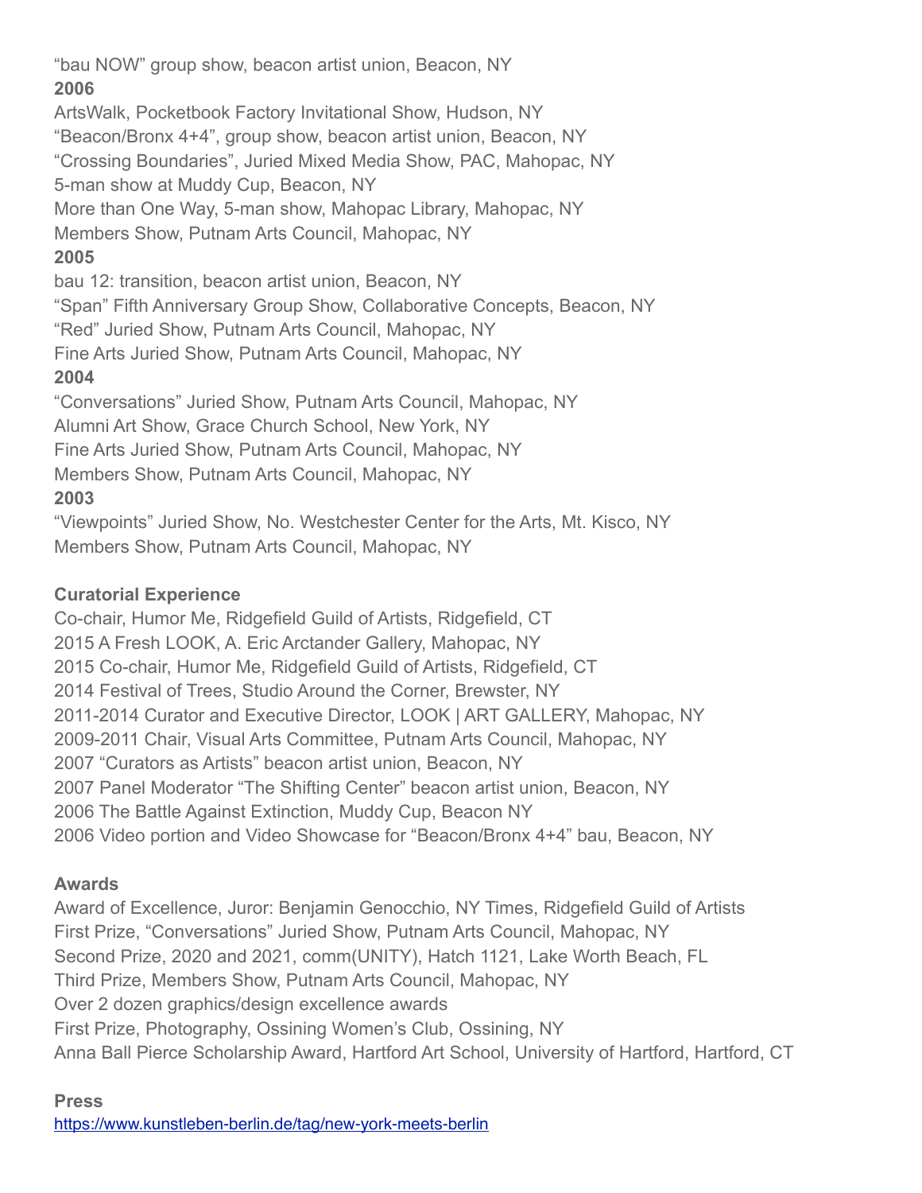“bau NOW” group show, beacon artist union, Beacon, NY

**2006**

ArtsWalk, Pocketbook Factory Invitational Show, Hudson, NY  
“Beacon/Bronx 4+4”, group show, beacon artist union, Beacon, NY  
“Crossing Boundaries”, Juried Mixed Media Show, PAC, Mahopac, NY  
5-man show at Muddy Cup, Beacon, NY  
More than One Way, 5-man show, Mahopac Library, Mahopac, NY  
Members Show, Putnam Arts Council, Mahopac, NY

**2005**

bau 12: transition, beacon artist union, Beacon, NY  
“Span” Fifth Anniversary Group Show, Collaborative Concepts, Beacon, NY  
“Red” Juried Show, Putnam Arts Council, Mahopac, NY  
Fine Arts Juried Show, Putnam Arts Council, Mahopac, NY

**2004**

“Conversations” Juried Show, Putnam Arts Council, Mahopac, NY  
Alumni Art Show, Grace Church School, New York, NY  
Fine Arts Juried Show, Putnam Arts Council, Mahopac, NY  
Members Show, Putnam Arts Council, Mahopac, NY

**2003**

“Viewpoints” Juried Show, No. Westchester Center for the Arts, Mt. Kisco, NY  
Members Show, Putnam Arts Council, Mahopac, NY

**Curatorial Experience**

Co-chair, Humor Me, Ridgefield Guild of Artists, Ridgefield, CT  
2015 A Fresh LOOK, A. Eric Arctander Gallery, Mahopac, NY  
2015 Co-chair, Humor Me, Ridgefield Guild of Artists, Ridgefield, CT  
2014 Festival of Trees, Studio Around the Corner, Brewster, NY  
2011-2014 Curator and Executive Director, LOOK | ART GALLERY, Mahopac, NY  
2009-2011 Chair, Visual Arts Committee, Putnam Arts Council, Mahopac, NY  
2007 “Curators as Artists” beacon artist union, Beacon, NY  
2007 Panel Moderator “The Shifting Center” beacon artist union, Beacon, NY  
2006 The Battle Against Extinction, Muddy Cup, Beacon NY  
2006 Video portion and Video Showcase for “Beacon/Bronx 4+4” bau, Beacon, NY

**Awards**

Award of Excellence, Juror: Benjamin Genocchio, NY Times, Ridgefield Guild of Artists  
First Prize, “Conversations” Juried Show, Putnam Arts Council, Mahopac, NY  
Second Prize, 2020 and 2021, comm(UNITY), Hatch 1121, Lake Worth Beach, FL  
Third Prize, Members Show, Putnam Arts Council, Mahopac, NY  
Over 2 dozen graphics/design excellence awards  
First Prize, Photography, Ossining Women’s Club, Ossining, NY  
Anna Ball Pierce Scholarship Award, Hartford Art School, University of Hartford, Hartford, CT

**Press**

https://www.kunstleben-berlin.de/tag/new-york-meets-berlin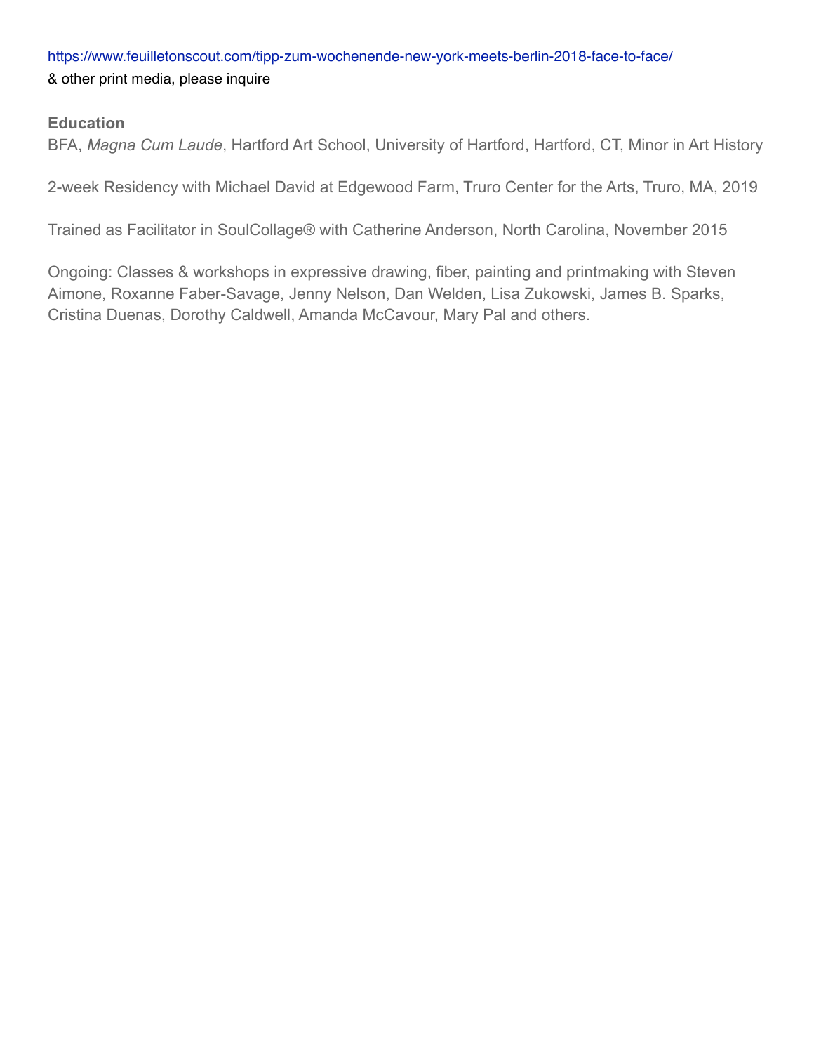[https://www.feuilletonscout.com/tipp-zum-wochenende-new-york-meets-berlin-2018-face-to-face/](https://www.feuilletonscout.com/tipp-zum-wochenende-new-york-meets-berlin-2018-face-to-face/)

& other print media, please inquire

**Education**

BFA, *Magna Cum Laude*, Hartford Art School, University of Hartford, Hartford, CT, Minor in Art History

2-week Residency with Michael David at Edgewood Farm, Truro Center for the Arts, Truro, MA, 2019

Trained as Facilitator in SoulCollage® with Catherine Anderson, North Carolina, November 2015

Ongoing: Classes & workshops in expressive drawing, fiber, painting and printmaking with Steven Aimone, Roxanne Faber-Savage, Jenny Nelson, Dan Welden, Lisa Zukowski, James B. Sparks, Cristina Duenas, Dorothy Caldwell, Amanda McCavour, Mary Pal and others.